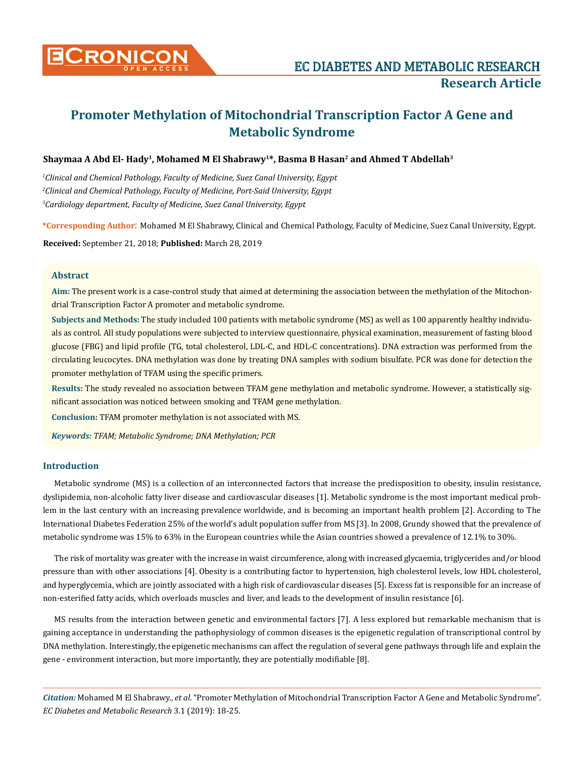# Promoter Methylation of Mitochondrial Transcription Factor A Gene and Metabolic Syndrome

**Shaymaa A Abd El- Hady[1], Mohamed M El Shabrawy[1]*, Basma B Hasan[2] and Ahmed T Abdellah[3]**

*[1]Clinical and Chemical Pathology, Faculty of Medicine, Suez Canal University, Egypt*

*[2]Clinical and Chemical Pathology, Faculty of Medicine, Port-Said University, Egypt*

*[3]Cardiology department, Faculty of Medicine, Suez Canal University, Egypt*

**\*Corresponding Author:** Mohamed M El Shabrawy, Clinical and Chemical Pathology, Faculty of Medicine, Suez Canal University, Egypt.

**Received:** September 21, 2018; **Published:** March 28, 2019

## Abstract

**Aim:** The present work is a case-control study that aimed at determining the association between the methylation of the Mitochondrial Transcription Factor A promoter and metabolic syndrome.

**Subjects and Methods:** The study included 100 patients with metabolic syndrome (MS) as well as 100 apparently healthy individuals as control. All study populations were subjected to interview questionnaire, physical examination, measurement of fasting blood glucose (FBG) and lipid profile (TG, total cholesterol, LDL-C, and HDL-C concentrations). DNA extraction was performed from the circulating leucocytes. DNA methylation was done by treating DNA samples with sodium bisulfate. PCR was done for detection the promoter methylation of TFAM using the specific primers.

**Results:** The study revealed no association between TFAM gene methylation and metabolic syndrome. However, a statistically significant association was noticed between smoking and TFAM gene methylation.

**Conclusion:** TFAM promoter methylation is not associated with MS.

***Keywords:*** *TFAM; Metabolic Syndrome; DNA Methylation; PCR*

## Introduction

Metabolic syndrome (MS) is a collection of an interconnected factors that increase the predisposition to obesity, insulin resistance, dyslipidemia, non-alcoholic fatty liver disease and cardiovascular diseases [1]. Metabolic syndrome is the most important medical problem in the last century with an increasing prevalence worldwide, and is becoming an important health problem [2]. According to The International Diabetes Federation 25% of the world's adult population suffer from MS [3]. In 2008, Grundy showed that the prevalence of metabolic syndrome was 15% to 63% in the European countries while the Asian countries showed a prevalence of 12.1% to 30%.

The risk of mortality was greater with the increase in waist circumference, along with increased glycaemia, triglycerides and/or blood pressure than with other associations [4]. Obesity is a contributing factor to hypertension, high cholesterol levels, low HDL cholesterol, and hyperglycemia, which are jointly associated with a high risk of cardiovascular diseases [5]. Excess fat is responsible for an increase of non-esterified fatty acids, which overloads muscles and liver, and leads to the development of insulin resistance [6].

MS results from the interaction between genetic and environmental factors [7]. A less explored but remarkable mechanism that is gaining acceptance in understanding the pathophysiology of common diseases is the epigenetic regulation of transcriptional control by DNA methylation. Interestingly, the epigenetic mechanisms can affect the regulation of several gene pathways through life and explain the gene - environment interaction, but more importantly, they are potentially modifiable [8].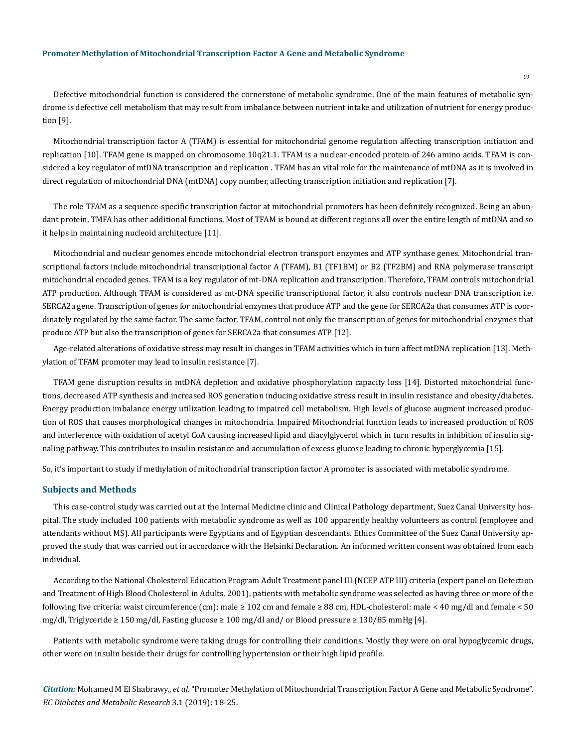Defective mitochondrial function is considered the cornerstone of metabolic syndrome. One of the main features of metabolic syndrome is defective cell metabolism that may result from imbalance between nutrient intake and utilization of nutrient for energy production [9].

Mitochondrial transcription factor A (TFAM) is essential for mitochondrial genome regulation affecting transcription initiation and replication [10]. TFAM gene is mapped on chromosome 10q21.1. TFAM is a nuclear-encoded protein of 246 amino acids. TFAM is considered a key regulator of mtDNA transcription and replication . TFAM has an vital role for the maintenance of mtDNA as it is involved in direct regulation of mitochondrial DNA (mtDNA) copy number, affecting transcription initiation and replication [7].

The role TFAM as a sequence-specific transcription factor at mitochondrial promoters has been definitely recognized. Being an abundant protein, TMFA has other additional functions. Most of TFAM is bound at different regions all over the entire length of mtDNA and so it helps in maintaining nucleoid architecture [11].

Mitochondrial and nuclear genomes encode mitochondrial electron transport enzymes and ATP synthase genes. Mitochondrial transcriptional factors include mitochondrial transcriptional factor A (TFAM), B1 (TF1BM) or B2 (TF2BM) and RNA polymerase transcript mitochondrial encoded genes. TFAM is a key regulator of mt-DNA replication and transcription. Therefore, TFAM controls mitochondrial ATP production. Although TFAM is considered as mt-DNA specific transcriptional factor, it also controls nuclear DNA transcription i.e. SERCA2a gene. Transcription of genes for mitochondrial enzymes that produce ATP and the gene for SERCA2a that consumes ATP is coordinately regulated by the same factor. The same factor, TFAM, control not only the transcription of genes for mitochondrial enzymes that produce ATP but also the transcription of genes for SERCA2a that consumes ATP [12].

Age-related alterations of oxidative stress may result in changes in TFAM activities which in turn affect mtDNA replication [13]. Methylation of TFAM promoter may lead to insulin resistance [7].

TFAM gene disruption results in mtDNA depletion and oxidative phosphorylation capacity loss [14]. Distorted mitochondrial functions, decreased ATP synthesis and increased ROS generation inducing oxidative stress result in insulin resistance and obesity/diabetes. Energy production imbalance energy utilization leading to impaired cell metabolism. High levels of glucose augment increased production of ROS that causes morphological changes in mitochondria. Impaired Mitochondrial function leads to increased production of ROS and interference with oxidation of acetyl CoA causing increased lipid and diacylglycerol which in turn results in inhibition of insulin signaling pathway. This contributes to insulin resistance and accumulation of excess glucose leading to chronic hyperglycemia [15].

So, it's important to study if methylation of mitochondrial transcription factor A promoter is associated with metabolic syndrome.

## Subjects and Methods

This case-control study was carried out at the Internal Medicine clinic and Clinical Pathology department, Suez Canal University hospital. The study included 100 patients with metabolic syndrome as well as 100 apparently healthy volunteers as control (employee and attendants without MS). All participants were Egyptians and of Egyptian descendants. Ethics Committee of the Suez Canal University approved the study that was carried out in accordance with the Helsinki Declaration. An informed written consent was obtained from each individual.

According to the National Cholesterol Education Program Adult Treatment panel III (NCEP ATP III) criteria (expert panel on Detection and Treatment of High Blood Cholesterol in Adults, 2001), patients with metabolic syndrome was selected as having three or more of the following five criteria: waist circumference (cm); male ≥ 102 cm and female ≥ 88 cm, HDL-cholesterol: male < 40 mg/dl and female < 50 mg/dl, Triglyceride ≥ 150 mg/dl, Fasting glucose ≥ 100 mg/dl and/ or Blood pressure ≥ 130/85 mmHg [4].

Patients with metabolic syndrome were taking drugs for controlling their conditions. Mostly they were on oral hypoglycemic drugs, other were on insulin beside their drugs for controlling hypertension or their high lipid profile.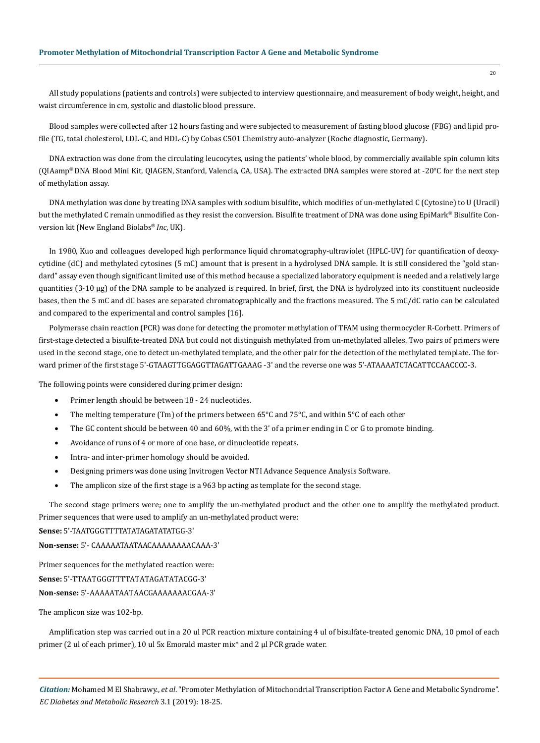All study populations (patients and controls) were subjected to interview questionnaire, and measurement of body weight, height, and waist circumference in cm, systolic and diastolic blood pressure.

Blood samples were collected after 12 hours fasting and were subjected to measurement of fasting blood glucose (FBG) and lipid profile (TG, total cholesterol, LDL-C, and HDL-C) by Cobas C501 Chemistry auto-analyzer (Roche diagnostic, Germany).

DNA extraction was done from the circulating leucocytes, using the patients' whole blood, by commercially available spin column kits (QIAamp® DNA Blood Mini Kit, QIAGEN, Stanford, Valencia, CA, USA). The extracted DNA samples were stored at -20°C for the next step of methylation assay.

DNA methylation was done by treating DNA samples with sodium bisulfite, which modifies of un-methylated C (Cytosine) to U (Uracil) but the methylated C remain unmodified as they resist the conversion. Bisulfite treatment of DNA was done using EpiMark® Bisulfite Conversion kit (New England Biolabs® *Inc*, UK).

In 1980, Kuo and colleagues developed high performance liquid chromatography-ultraviolet (HPLC-UV) for quantification of deoxycytidine (dC) and methylated cytosines (5 mC) amount that is present in a hydrolysed DNA sample. It is still considered the "gold standard" assay even though significant limited use of this method because a specialized laboratory equipment is needed and a relatively large quantities (3-10 µg) of the DNA sample to be analyzed is required. In brief, first, the DNA is hydrolyzed into its constituent nucleoside bases, then the 5 mC and dC bases are separated chromatographically and the fractions measured. The 5 mC/dC ratio can be calculated and compared to the experimental and control samples [16].

Polymerase chain reaction (PCR) was done for detecting the promoter methylation of TFAM using thermocycler R-Corbett. Primers of first-stage detected a bisulfite-treated DNA but could not distinguish methylated from un-methylated alleles. Two pairs of primers were used in the second stage, one to detect un-methylated template, and the other pair for the detection of the methylated template. The forward primer of the first stage 5'-GTAAGTTGGAGGTTAGATTGAAAG -3' and the reverse one was 5'-ATAAAATCTACATTCCAACCCC-3.

The following points were considered during primer design:

- Primer length should be between 18 - 24 nucleotides.
- The melting temperature (Tm) of the primers between 65°C and 75°C, and within 5°C of each other
- The GC content should be between 40 and 60%, with the 3' of a primer ending in C or G to promote binding.
- Avoidance of runs of 4 or more of one base, or dinucleotide repeats.
- Intra- and inter-primer homology should be avoided.
- Designing primers was done using Invitrogen Vector NTI Advance Sequence Analysis Software.
- The amplicon size of the first stage is a 963 bp acting as template for the second stage.

The second stage primers were; one to amplify the un-methylated product and the other one to amplify the methylated product. Primer sequences that were used to amplify an un-methylated product were:

**Sense:** 5'-TAATGGGTTTTATATAGATATATGG-3'

**Non-sense:** 5'- CAAAAATAATAACAAAAAAAACAAA-3'

Primer sequences for the methylated reaction were:

**Sense:** 5'-TTAATGGGTTTTATATAGATATACGG-3'

**Non-sense:** 5'-AAAAATAATAACGAAAAAAACGAA-3'

The amplicon size was 102-bp.

Amplification step was carried out in a 20 ul PCR reaction mixture containing 4 ul of bisulfate-treated genomic DNA, 10 pmol of each primer (2 ul of each primer), 10 ul 5x Emorald master mix* and 2 µl PCR grade water.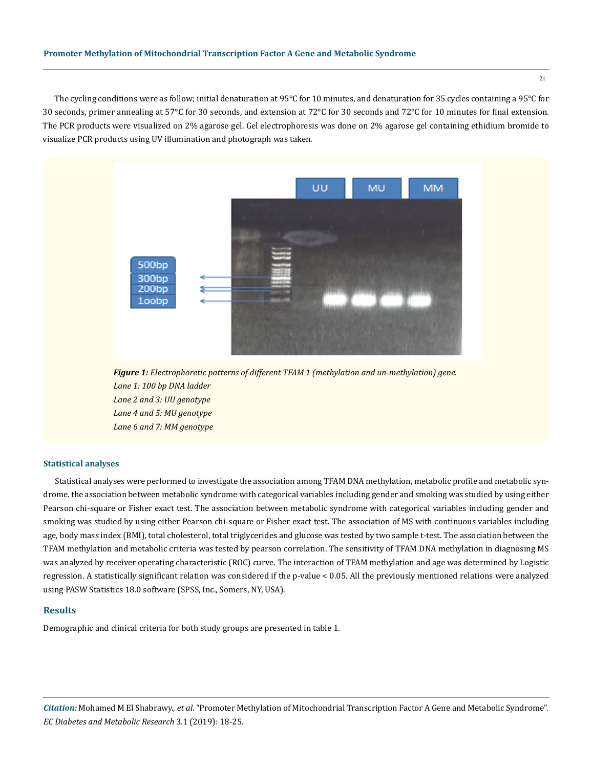The cycling conditions were as follow; initial denaturation at 95°C for 10 minutes, and denaturation for 35 cycles containing a 95°C for 30 seconds, primer annealing at 57°C for 30 seconds, and extension at 72°C for 30 seconds and 72°C for 10 minutes for final extension. The PCR products were visualized on 2% agarose gel. Gel electrophoresis was done on 2% agarose gel containing ethidium bromide to visualize PCR products using UV illumination and photograph was taken.

***Figure 1:*** *Electrophoretic patterns of different TFAM 1 (methylation and un-methylation) gene.*
*Lane 1: 100 bp DNA ladder*
*Lane 2 and 3: UU genotype*
*Lane 4 and 5: MU genotype*
*Lane 6 and 7: MM genotype*

### Statistical analyses

Statistical analyses were performed to investigate the association among TFAM DNA methylation, metabolic profile and metabolic syndrome. the association between metabolic syndrome with categorical variables including gender and smoking was studied by using either Pearson chi-square or Fisher exact test. The association between metabolic syndrome with categorical variables including gender and smoking was studied by using either Pearson chi-square or Fisher exact test. The association of MS with continuous variables including age, body mass index (BMI), total cholesterol, total triglycerides and glucose was tested by two sample t-test. The association between the TFAM methylation and metabolic criteria was tested by pearson correlation. The sensitivity of TFAM DNA methylation in diagnosing MS was analyzed by receiver operating characteristic (ROC) curve. The interaction of TFAM methylation and age was determined by Logistic regression. A statistically significant relation was considered if the p-value < 0.05. All the previously mentioned relations were analyzed using PASW Statistics 18.0 software (SPSS, Inc., Somers, NY, USA).

## Results

Demographic and clinical criteria for both study groups are presented in table 1.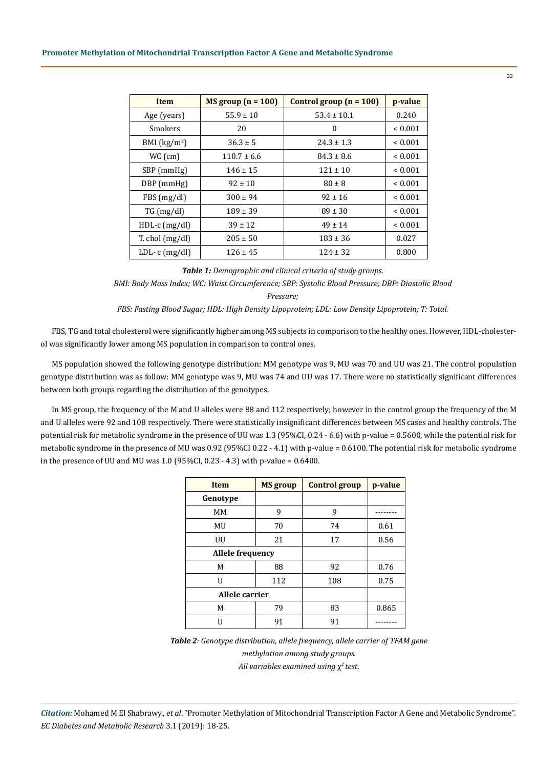| Item | MS group (n = 100) | Control group (n = 100) | p-value |
|---|---|---|---|
| Age (years) | 55.9 ± 10 | 53.4 ± 10.1 | 0.240 |
| Smokers | 20 | 0 | < 0.001 |
| BMI (kg/m$^2$) | 36.3 ± 5 | 24.3 ± 1.3 | < 0.001 |
| WC (cm) | 110.7 ± 6.6 | 84.3 ± 8.6 | < 0.001 |
| SBP (mmHg) | 146 ± 15 | 121 ± 10 | < 0.001 |
| DBP (mmHg) | 92 ± 10 | 80 ± 8 | < 0.001 |
| FBS (mg/dl) | 300 ± 94 | 92 ± 16 | < 0.001 |
| TG (mg/dl) | 189 ± 39 | 89 ± 30 | < 0.001 |
| HDL-c (mg/dl) | 39 ± 12 | 49 ± 14 | < 0.001 |
| T. chol (mg/dl) | 205 ± 50 | 183 ± 36 | 0.027 |
| LDL- c (mg/dl) | 126 ± 45 | 124 ± 32 | 0.800 |

***Table 1:*** *Demographic and clinical criteria of study groups.*

*BMI: Body Mass Index; WC: Waist Circumference; SBP: Systolic Blood Pressure; DBP: Diastolic Blood Pressure;*

*FBS: Fasting Blood Sugar; HDL: High Density Lipoprotein; LDL: Low Density Lipoprotein; T: Total.*

FBS, TG and total cholesterol were significantly higher among MS subjects in comparison to the healthy ones. However, HDL-cholesterol was significantly lower among MS population in comparison to control ones.

MS population showed the following genotype distribution: MM genotype was 9, MU was 70 and UU was 21. The control population genotype distribution was as follow: MM genotype was 9, MU was 74 and UU was 17. There were no statistically significant differences between both groups regarding the distribution of the genotypes.

In MS group, the frequency of the M and U alleles were 88 and 112 respectively; however in the control group the frequency of the M and U alleles were 92 and 108 respectively. There were statistically insignificant differences between MS cases and healthy controls. The potential risk for metabolic syndrome in the presence of UU was 1.3 (95%CI, 0.24 - 6.6) with p-value = 0.5600, while the potential risk for metabolic syndrome in the presence of MU was 0.92 (95%CI 0.22 - 4.1) with p-value = 0.6100. The potential risk for metabolic syndrome in the presence of UU and MU was 1.0 (95%CI, 0.23 - 4.3) with p-value = 0.6400.

| Item | MS group | Control group | p-value |
|---|---|---|---|
| **Genotype** | | | |
| MM | 9 | 9 | -------- |
| MU | 70 | 74 | 0.61 |
| UU | 21 | 17 | 0.56 |
| **Allele frequency** | | | |
| M | 88 | 92 | 0.76 |
| U | 112 | 108 | 0.75 |
| **Allele carrier** | | | |
| M | 79 | 83 | 0.865 |
| U | 91 | 91 | -------- |

***Table 2****: Genotype distribution, allele frequency, allele carrier of TFAM gene methylation among study groups.*

*All variables examined using $\chi^2$ test.*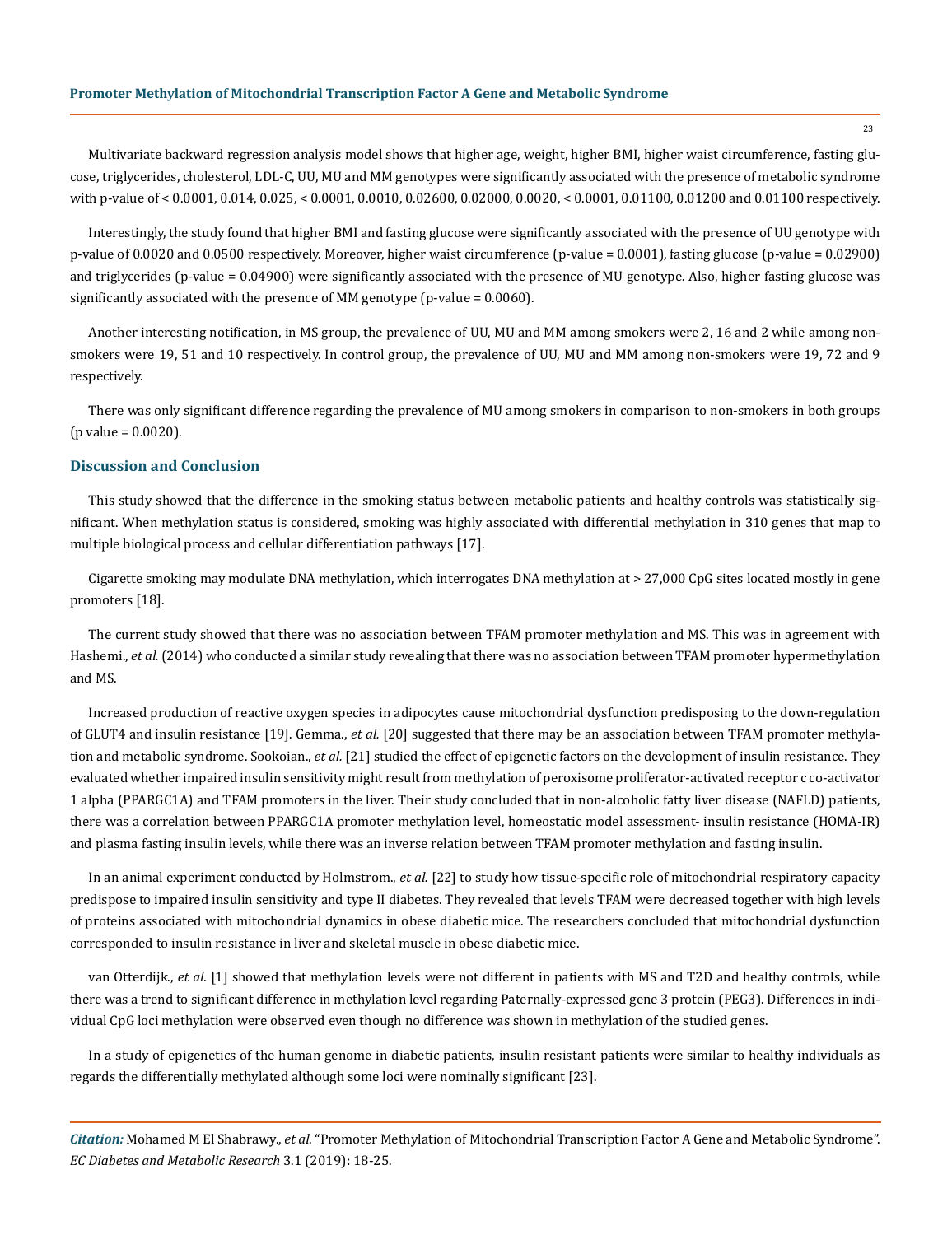Multivariate backward regression analysis model shows that higher age, weight, higher BMI, higher waist circumference, fasting glucose, triglycerides, cholesterol, LDL-C, UU, MU and MM genotypes were significantly associated with the presence of metabolic syndrome with p-value of < 0.0001, 0.014, 0.025, < 0.0001, 0.0010, 0.02600, 0.02000, 0.0020, < 0.0001, 0.01100, 0.01200 and 0.01100 respectively.

Interestingly, the study found that higher BMI and fasting glucose were significantly associated with the presence of UU genotype with p-value of 0.0020 and 0.0500 respectively. Moreover, higher waist circumference (p-value = 0.0001), fasting glucose (p-value = 0.02900) and triglycerides (p-value = 0.04900) were significantly associated with the presence of MU genotype. Also, higher fasting glucose was significantly associated with the presence of MM genotype (p-value = 0.0060).

Another interesting notification, in MS group, the prevalence of UU, MU and MM among smokers were 2, 16 and 2 while among non-smokers were 19, 51 and 10 respectively. In control group, the prevalence of UU, MU and MM among non-smokers were 19, 72 and 9 respectively.

There was only significant difference regarding the prevalence of MU among smokers in comparison to non-smokers in both groups (p value = 0.0020).

## Discussion and Conclusion

This study showed that the difference in the smoking status between metabolic patients and healthy controls was statistically significant. When methylation status is considered, smoking was highly associated with differential methylation in 310 genes that map to multiple biological process and cellular differentiation pathways [17].

Cigarette smoking may modulate DNA methylation, which interrogates DNA methylation at > 27,000 CpG sites located mostly in gene promoters [18].

The current study showed that there was no association between TFAM promoter methylation and MS. This was in agreement with Hashemi., *et al.* (2014) who conducted a similar study revealing that there was no association between TFAM promoter hypermethylation and MS.

Increased production of reactive oxygen species in adipocytes cause mitochondrial dysfunction predisposing to the down-regulation of GLUT4 and insulin resistance [19]. Gemma., *et al.* [20] suggested that there may be an association between TFAM promoter methylation and metabolic syndrome. Sookoian., *et al.* [21] studied the effect of epigenetic factors on the development of insulin resistance. They evaluated whether impaired insulin sensitivity might result from methylation of peroxisome proliferator-activated receptor c co-activator 1 alpha (PPARGC1A) and TFAM promoters in the liver. Their study concluded that in non-alcoholic fatty liver disease (NAFLD) patients, there was a correlation between PPARGC1A promoter methylation level, homeostatic model assessment- insulin resistance (HOMA-IR) and plasma fasting insulin levels, while there was an inverse relation between TFAM promoter methylation and fasting insulin.

In an animal experiment conducted by Holmstrom., *et al.* [22] to study how tissue-specific role of mitochondrial respiratory capacity predispose to impaired insulin sensitivity and type II diabetes. They revealed that levels TFAM were decreased together with high levels of proteins associated with mitochondrial dynamics in obese diabetic mice. The researchers concluded that mitochondrial dysfunction corresponded to insulin resistance in liver and skeletal muscle in obese diabetic mice.

van Otterdijk., *et al.* [1] showed that methylation levels were not different in patients with MS and T2D and healthy controls, while there was a trend to significant difference in methylation level regarding Paternally-expressed gene 3 protein (PEG3). Differences in individual CpG loci methylation were observed even though no difference was shown in methylation of the studied genes.

In a study of epigenetics of the human genome in diabetic patients, insulin resistant patients were similar to healthy individuals as regards the differentially methylated although some loci were nominally significant [23].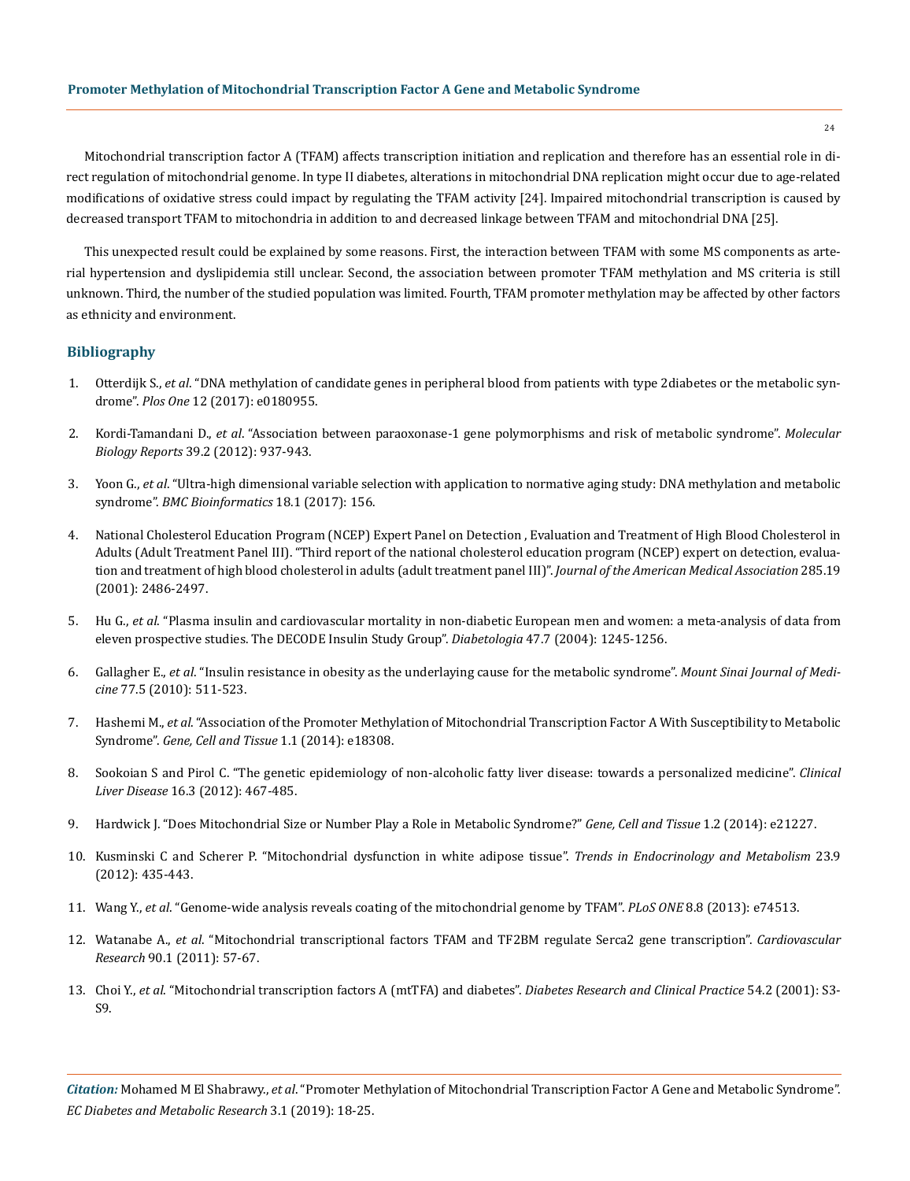Mitochondrial transcription factor A (TFAM) affects transcription initiation and replication and therefore has an essential role in direct regulation of mitochondrial genome. In type II diabetes, alterations in mitochondrial DNA replication might occur due to age-related modifications of oxidative stress could impact by regulating the TFAM activity [24]. Impaired mitochondrial transcription is caused by decreased transport TFAM to mitochondria in addition to and decreased linkage between TFAM and mitochondrial DNA [25].

This unexpected result could be explained by some reasons. First, the interaction between TFAM with some MS components as arterial hypertension and dyslipidemia still unclear. Second, the association between promoter TFAM methylation and MS criteria is still unknown. Third, the number of the studied population was limited. Fourth, TFAM promoter methylation may be affected by other factors as ethnicity and environment.

## Bibliography

1. Otterdijk S., *et al*. "DNA methylation of candidate genes in peripheral blood from patients with type 2diabetes or the metabolic syndrome". *Plos One* 12 (2017): e0180955.
2. Kordi-Tamandani D., *et al*. "Association between paraoxonase-1 gene polymorphisms and risk of metabolic syndrome". *Molecular Biology Reports* 39.2 (2012): 937-943.
3. Yoon G., *et al*. "Ultra-high dimensional variable selection with application to normative aging study: DNA methylation and metabolic syndrome". *BMC Bioinformatics* 18.1 (2017): 156.
4. National Cholesterol Education Program (NCEP) Expert Panel on Detection , Evaluation and Treatment of High Blood Cholesterol in Adults (Adult Treatment Panel III). "Third report of the national cholesterol education program (NCEP) expert on detection, evaluation and treatment of high blood cholesterol in adults (adult treatment panel III)". *Journal of the American Medical Association* 285.19 (2001): 2486-2497.
5. Hu G., *et al*. "Plasma insulin and cardiovascular mortality in non-diabetic European men and women: a meta-analysis of data from eleven prospective studies. The DECODE Insulin Study Group". *Diabetologia* 47.7 (2004): 1245-1256.
6. Gallagher E., *et al*. "Insulin resistance in obesity as the underlaying cause for the metabolic syndrome". *Mount Sinai Journal of Medicine* 77.5 (2010): 511-523.
7. Hashemi M., *et al*. "Association of the Promoter Methylation of Mitochondrial Transcription Factor A With Susceptibility to Metabolic Syndrome". *Gene, Cell and Tissue* 1.1 (2014): e18308.
8. Sookoian S and Pirol C. "The genetic epidemiology of non-alcoholic fatty liver disease: towards a personalized medicine". *Clinical Liver Disease* 16.3 (2012): 467-485.
9. Hardwick J. "Does Mitochondrial Size or Number Play a Role in Metabolic Syndrome?" *Gene, Cell and Tissue* 1.2 (2014): e21227.
10. Kusminski C and Scherer P. "Mitochondrial dysfunction in white adipose tissue". *Trends in Endocrinology and Metabolism* 23.9 (2012): 435-443.
11. Wang Y., *et al*. "Genome-wide analysis reveals coating of the mitochondrial genome by TFAM". *PLoS ONE* 8.8 (2013): e74513.
12. Watanabe A., *et al*. "Mitochondrial transcriptional factors TFAM and TF2BM regulate Serca2 gene transcription". *Cardiovascular Research* 90.1 (2011): 57-67.
13. Choi Y., *et al*. "Mitochondrial transcription factors A (mtTFA) and diabetes". *Diabetes Research and Clinical Practice* 54.2 (2001): S3-S9.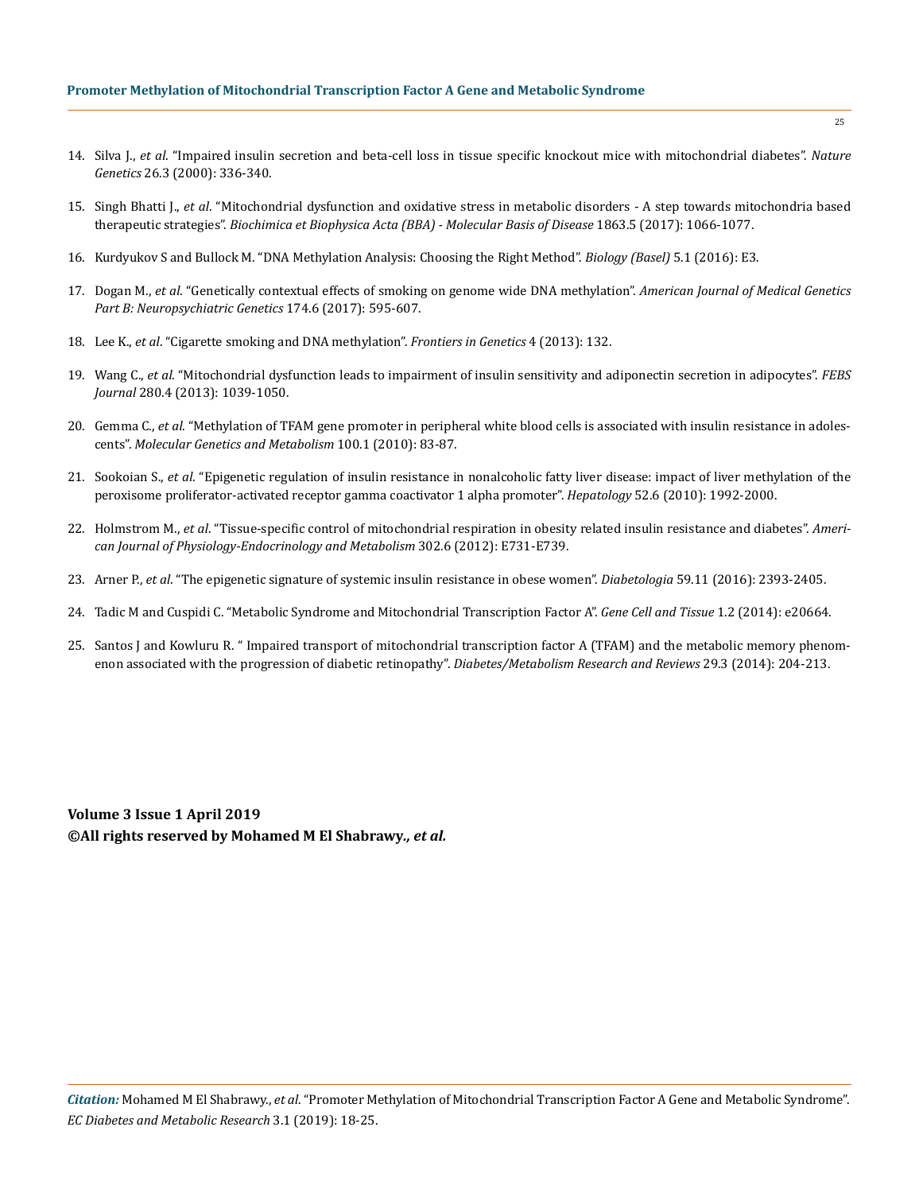14. Silva J., *et al*. "Impaired insulin secretion and beta-cell loss in tissue specific knockout mice with mitochondrial diabetes". *Nature Genetics* 26.3 (2000): 336-340.

15. Singh Bhatti J., *et al*. "Mitochondrial dysfunction and oxidative stress in metabolic disorders - A step towards mitochondria based therapeutic strategies". *Biochimica et Biophysica Acta (BBA) - Molecular Basis of Disease* 1863.5 (2017): 1066-1077.

16. Kurdyukov S and Bullock M. "DNA Methylation Analysis: Choosing the Right Method". *Biology (Basel)* 5.1 (2016): E3.

17. Dogan M., *et al*. "Genetically contextual effects of smoking on genome wide DNA methylation". *American Journal of Medical Genetics Part B: Neuropsychiatric Genetics* 174.6 (2017): 595-607.

18. Lee K., *et al*. "Cigarette smoking and DNA methylation". *Frontiers in Genetics* 4 (2013): 132.

19. Wang C., *et al*. "Mitochondrial dysfunction leads to impairment of insulin sensitivity and adiponectin secretion in adipocytes". *FEBS Journal* 280.4 (2013): 1039-1050.

20. Gemma C., *et al*. "Methylation of TFAM gene promoter in peripheral white blood cells is associated with insulin resistance in adolescents". *Molecular Genetics and Metabolism* 100.1 (2010): 83-87.

21. Sookoian S., *et al*. "Epigenetic regulation of insulin resistance in nonalcoholic fatty liver disease: impact of liver methylation of the peroxisome proliferator-activated receptor gamma coactivator 1 alpha promoter". *Hepatology* 52.6 (2010): 1992-2000.

22. Holmstrom M., *et al*. "Tissue-specific control of mitochondrial respiration in obesity related insulin resistance and diabetes". *American Journal of Physiology-Endocrinology and Metabolism* 302.6 (2012): E731-E739.

23. Arner P., *et al*. "The epigenetic signature of systemic insulin resistance in obese women". *Diabetologia* 59.11 (2016): 2393-2405.

24. Tadic M and Cuspidi C. "Metabolic Syndrome and Mitochondrial Transcription Factor A". *Gene Cell and Tissue* 1.2 (2014): e20664.

25. Santos J and Kowluru R. " Impaired transport of mitochondrial transcription factor A (TFAM) and the metabolic memory phenomenon associated with the progression of diabetic retinopathy". *Diabetes/Metabolism Research and Reviews* 29.3 (2014): 204-213.

**Volume 3 Issue 1 April 2019**
**©All rights reserved by Mohamed M El Shabrawy., *et al.***